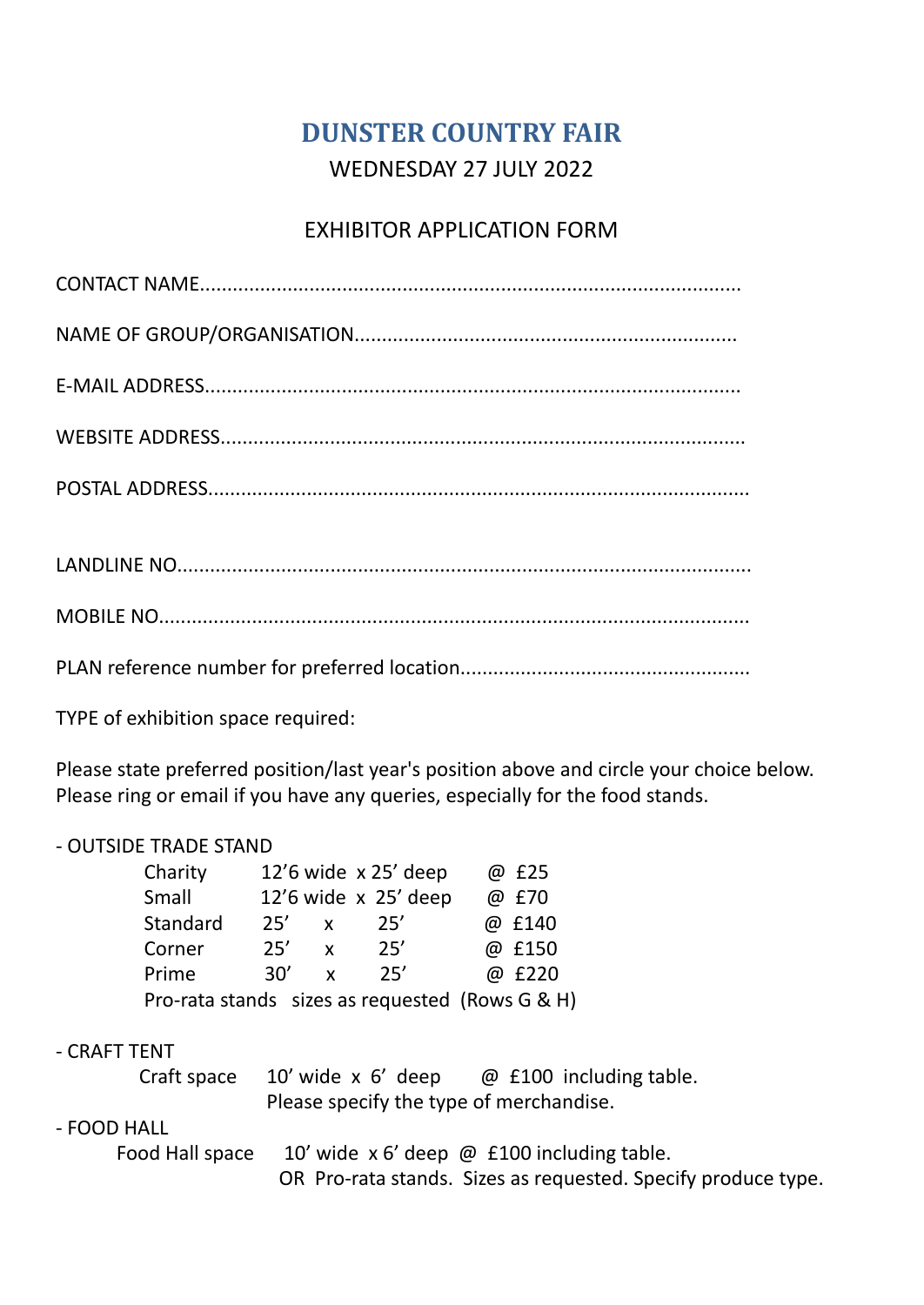# DUNSTER COUNTRY FAIR

WEDNESDAY 27 JULY 2022

## EXHIBITOR APPLICATION FORM

CONTACT NAME.................................................................................................

NAME OF GROUP/ORGANISATION....................................................................

E-MAIL ADDRESS................................................................................................

WEBSITE ADDRESS.............................................................................................

POSTAL ADDRESS................................................................................................

LANDLINE NO......................................................................................................

MOBILE NO..........................................................................................................

PLAN reference number for preferred location....................................................

TYPE of exhibition space required:

Please state preferred position/last year's position above and circle your choice below.
Please ring or email if you have any queries, especially for the food stands.

- OUTSIDE TRADE STAND

| | | | | |
|---|---|---|---|---|
| Charity | 12’6 wide | x | 25’ deep | @ £25 |
| Small | 12’6 wide | x | 25’ deep | @ £70 |
| Standard | 25’ | x | 25’ | @ £140 |
| Corner | 25’ | x | 25’ | @ £150 |
| Prime | 30’ | x | 25’ | @ £220 |

Pro-rata stands sizes as requested (Rows G & H)

- CRAFT TENT

Craft space 10’ wide x 6’ deep @ £100 including table.
Please specify the type of merchandise.

- FOOD HALL

Food Hall space 10’ wide x 6’ deep @ £100 including table.
OR Pro-rata stands. Sizes as requested. Specify produce type.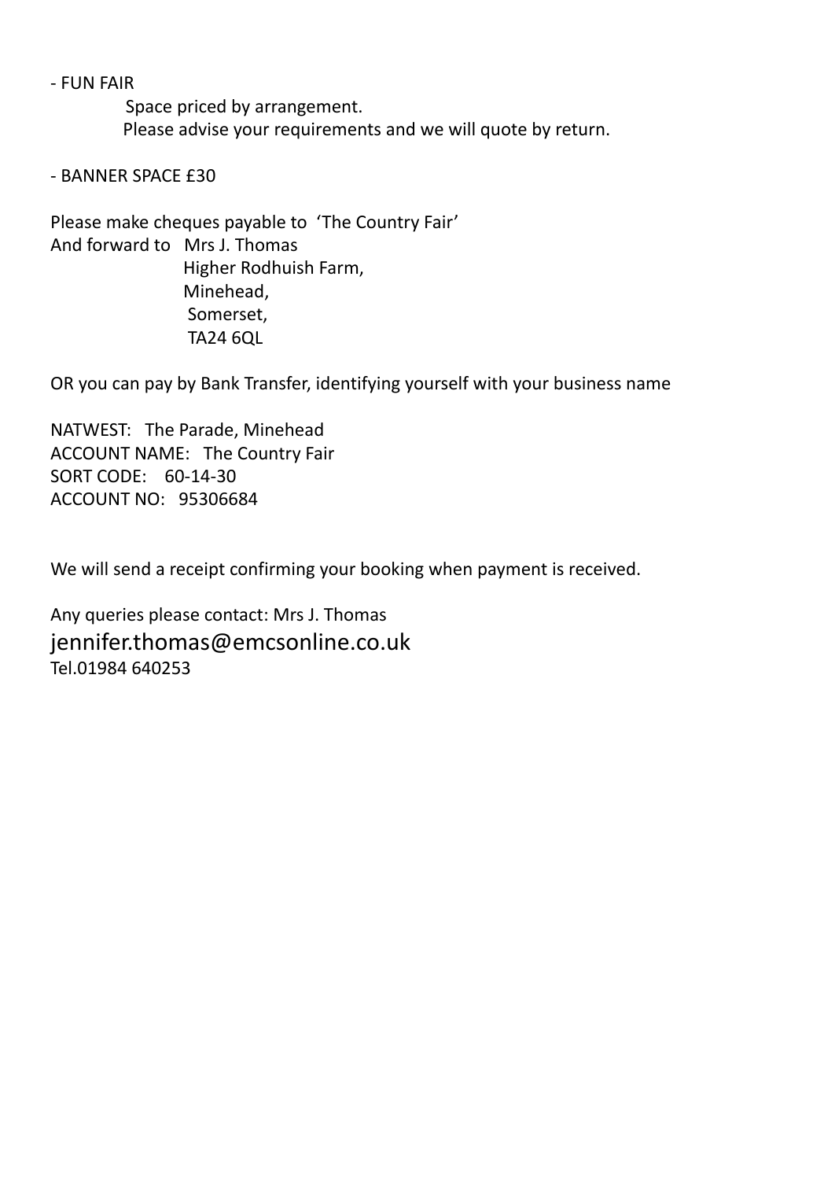- FUN FAIR

Space priced by arrangement.
Please advise your requirements and we will quote by return.

- BANNER SPACE £30

Please make cheques payable to 'The Country Fair'
And forward to Mrs J. Thomas
Higher Rodhuish Farm,
Minehead,
Somerset,
TA24 6QL

OR you can pay by Bank Transfer, identifying yourself with your business name

NATWEST: The Parade, Minehead
ACCOUNT NAME: The Country Fair
SORT CODE: 60-14-30
ACCOUNT NO: 95306684

We will send a receipt confirming your booking when payment is received.

Any queries please contact: Mrs J. Thomas
jennifer.thomas@emcsonline.co.uk
Tel.01984 640253